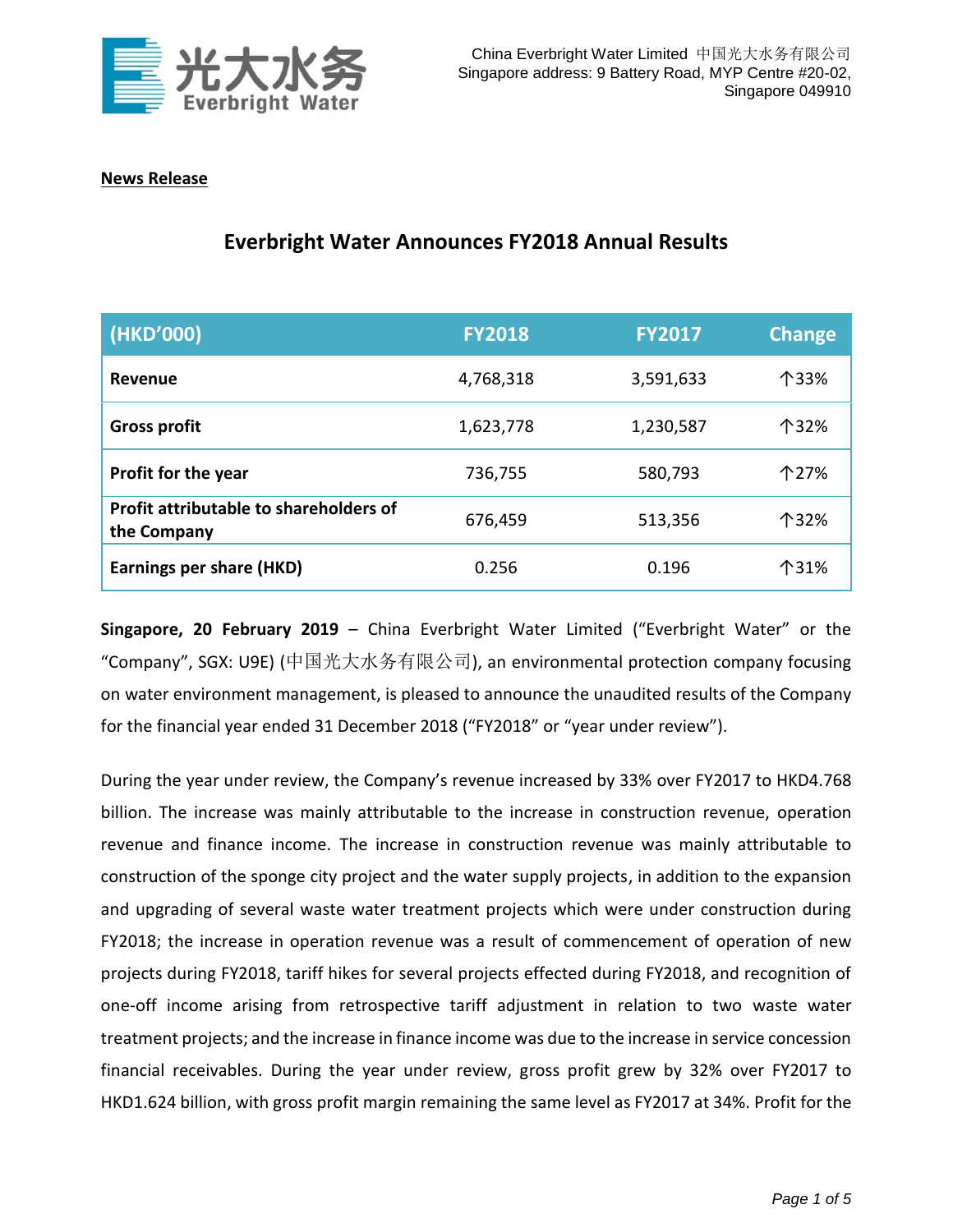China Everbright Water Limited 中国光大水务有限公司
Singapore address: 9 Battery Road, MYP Centre #20-02,
Singapore 049910

**News Release**

# Everbright Water Announces FY2018 Annual Results

| (HKD'000) | FY2018 | FY2017 | Change |
|---|---|---|---|
| **Revenue** | 4,768,318 | 3,591,633 | ↑33% |
| **Gross profit** | 1,623,778 | 1,230,587 | ↑32% |
| **Profit for the year** | 736,755 | 580,793 | ↑27% |
| **Profit attributable to shareholders of the Company** | 676,459 | 513,356 | ↑32% |
| **Earnings per share (HKD)** | 0.256 | 0.196 | ↑31% |

**Singapore, 20 February 2019** – China Everbright Water Limited ("Everbright Water" or the "Company", SGX: U9E) (中国光大水务有限公司), an environmental protection company focusing on water environment management, is pleased to announce the unaudited results of the Company for the financial year ended 31 December 2018 ("FY2018" or "year under review").

During the year under review, the Company's revenue increased by 33% over FY2017 to HKD4.768 billion. The increase was mainly attributable to the increase in construction revenue, operation revenue and finance income. The increase in construction revenue was mainly attributable to construction of the sponge city project and the water supply projects, in addition to the expansion and upgrading of several waste water treatment projects which were under construction during FY2018; the increase in operation revenue was a result of commencement of operation of new projects during FY2018, tariff hikes for several projects effected during FY2018, and recognition of one-off income arising from retrospective tariff adjustment in relation to two waste water treatment projects; and the increase in finance income was due to the increase in service concession financial receivables. During the year under review, gross profit grew by 32% over FY2017 to HKD1.624 billion, with gross profit margin remaining the same level as FY2017 at 34%. Profit for the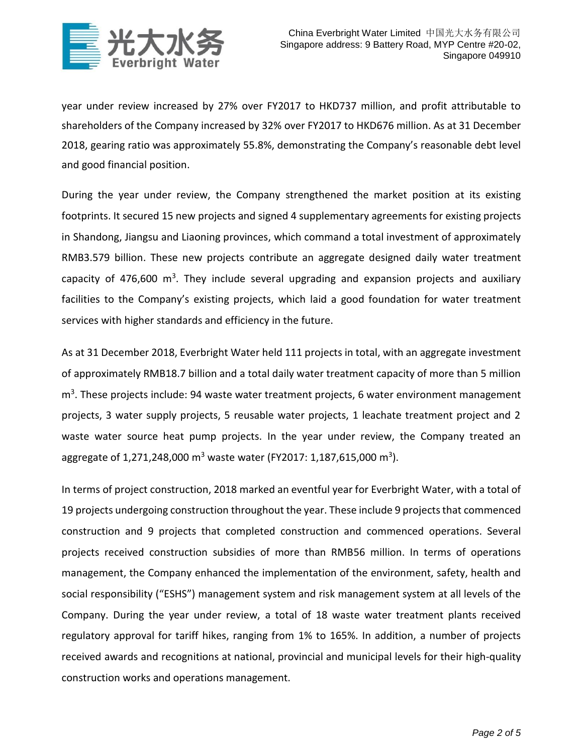year under review increased by 27% over FY2017 to HKD737 million, and profit attributable to shareholders of the Company increased by 32% over FY2017 to HKD676 million. As at 31 December 2018, gearing ratio was approximately 55.8%, demonstrating the Company's reasonable debt level and good financial position.

During the year under review, the Company strengthened the market position at its existing footprints. It secured 15 new projects and signed 4 supplementary agreements for existing projects in Shandong, Jiangsu and Liaoning provinces, which command a total investment of approximately RMB3.579 billion. These new projects contribute an aggregate designed daily water treatment capacity of 476,600 $m^3$. They include several upgrading and expansion projects and auxiliary facilities to the Company's existing projects, which laid a good foundation for water treatment services with higher standards and efficiency in the future.

As at 31 December 2018, Everbright Water held 111 projects in total, with an aggregate investment of approximately RMB18.7 billion and a total daily water treatment capacity of more than 5 million $m^3$. These projects include: 94 waste water treatment projects, 6 water environment management projects, 3 water supply projects, 5 reusable water projects, 1 leachate treatment project and 2 waste water source heat pump projects. In the year under review, the Company treated an aggregate of 1,271,248,000 $m^3$ waste water (FY2017: 1,187,615,000 $m^3$).

In terms of project construction, 2018 marked an eventful year for Everbright Water, with a total of 19 projects undergoing construction throughout the year. These include 9 projects that commenced construction and 9 projects that completed construction and commenced operations. Several projects received construction subsidies of more than RMB56 million. In terms of operations management, the Company enhanced the implementation of the environment, safety, health and social responsibility ("ESHS") management system and risk management system at all levels of the Company. During the year under review, a total of 18 waste water treatment plants received regulatory approval for tariff hikes, ranging from 1% to 165%. In addition, a number of projects received awards and recognitions at national, provincial and municipal levels for their high-quality construction works and operations management.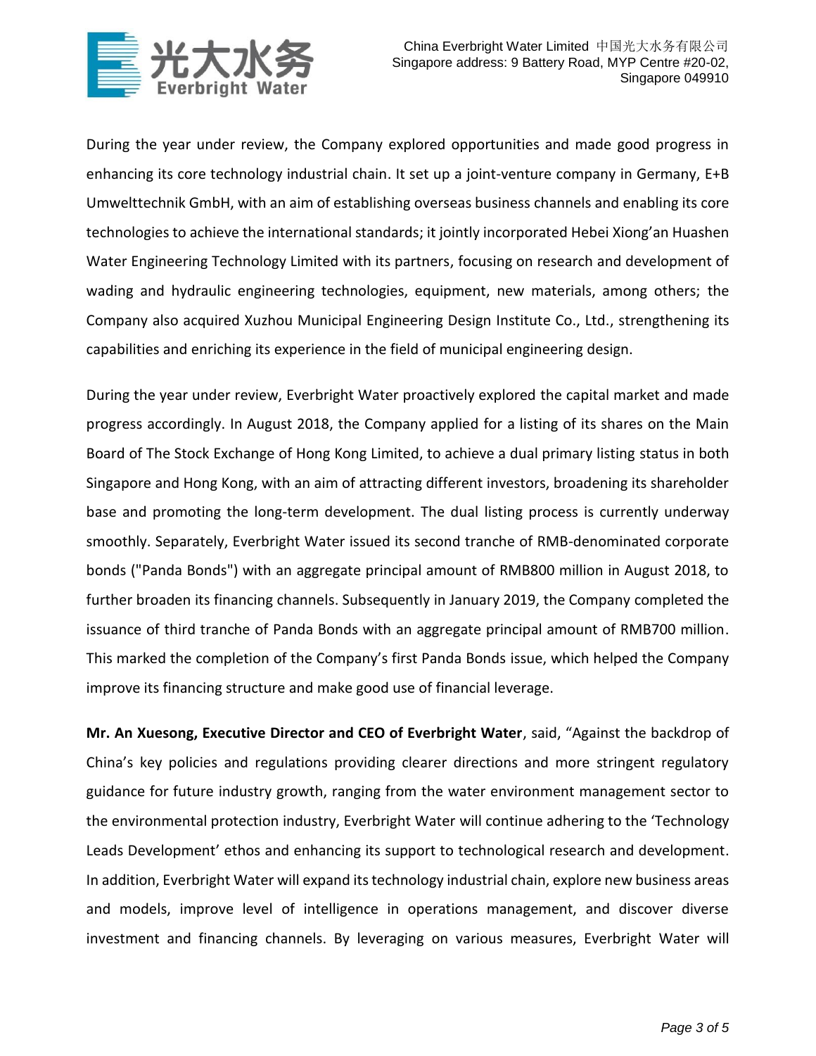During the year under review, the Company explored opportunities and made good progress in enhancing its core technology industrial chain. It set up a joint-venture company in Germany, E+B Umwelttechnik GmbH, with an aim of establishing overseas business channels and enabling its core technologies to achieve the international standards; it jointly incorporated Hebei Xiong'an Huashen Water Engineering Technology Limited with its partners, focusing on research and development of wading and hydraulic engineering technologies, equipment, new materials, among others; the Company also acquired Xuzhou Municipal Engineering Design Institute Co., Ltd., strengthening its capabilities and enriching its experience in the field of municipal engineering design.

During the year under review, Everbright Water proactively explored the capital market and made progress accordingly. In August 2018, the Company applied for a listing of its shares on the Main Board of The Stock Exchange of Hong Kong Limited, to achieve a dual primary listing status in both Singapore and Hong Kong, with an aim of attracting different investors, broadening its shareholder base and promoting the long-term development. The dual listing process is currently underway smoothly. Separately, Everbright Water issued its second tranche of RMB-denominated corporate bonds ("Panda Bonds") with an aggregate principal amount of RMB800 million in August 2018, to further broaden its financing channels. Subsequently in January 2019, the Company completed the issuance of third tranche of Panda Bonds with an aggregate principal amount of RMB700 million. This marked the completion of the Company's first Panda Bonds issue, which helped the Company improve its financing structure and make good use of financial leverage.

**Mr. An Xuesong, Executive Director and CEO of Everbright Water**, said, "Against the backdrop of China's key policies and regulations providing clearer directions and more stringent regulatory guidance for future industry growth, ranging from the water environment management sector to the environmental protection industry, Everbright Water will continue adhering to the 'Technology Leads Development' ethos and enhancing its support to technological research and development. In addition, Everbright Water will expand its technology industrial chain, explore new business areas and models, improve level of intelligence in operations management, and discover diverse investment and financing channels. By leveraging on various measures, Everbright Water will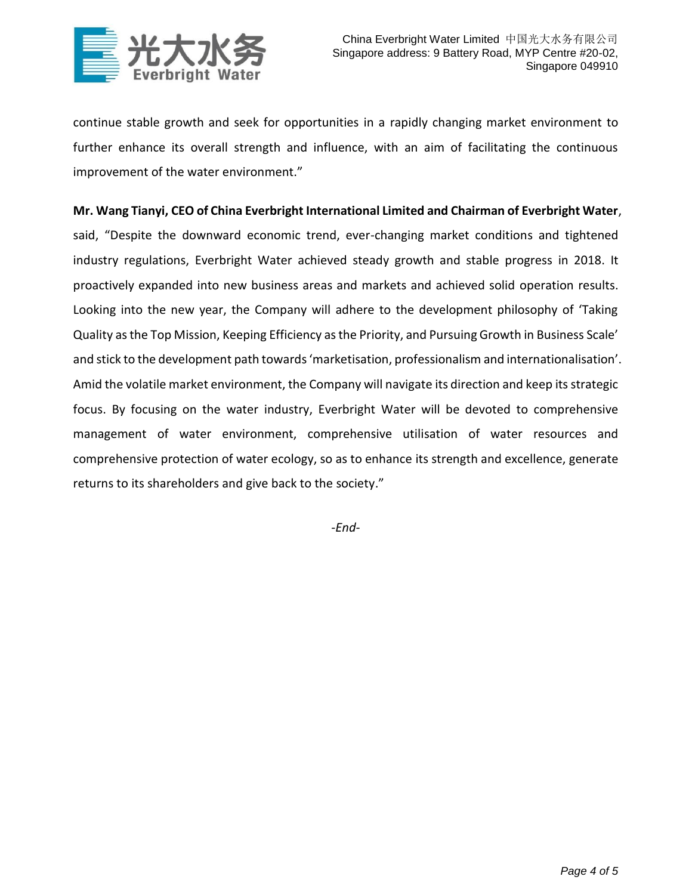continue stable growth and seek for opportunities in a rapidly changing market environment to further enhance its overall strength and influence, with an aim of facilitating the continuous improvement of the water environment."

**Mr. Wang Tianyi, CEO of China Everbright International Limited and Chairman of Everbright Water**, said, "Despite the downward economic trend, ever-changing market conditions and tightened industry regulations, Everbright Water achieved steady growth and stable progress in 2018. It proactively expanded into new business areas and markets and achieved solid operation results. Looking into the new year, the Company will adhere to the development philosophy of 'Taking Quality as the Top Mission, Keeping Efficiency as the Priority, and Pursuing Growth in Business Scale' and stick to the development path towards 'marketisation, professionalism and internationalisation'. Amid the volatile market environment, the Company will navigate its direction and keep its strategic focus. By focusing on the water industry, Everbright Water will be devoted to comprehensive management of water environment, comprehensive utilisation of water resources and comprehensive protection of water ecology, so as to enhance its strength and excellence, generate returns to its shareholders and give back to the society."

*-End-*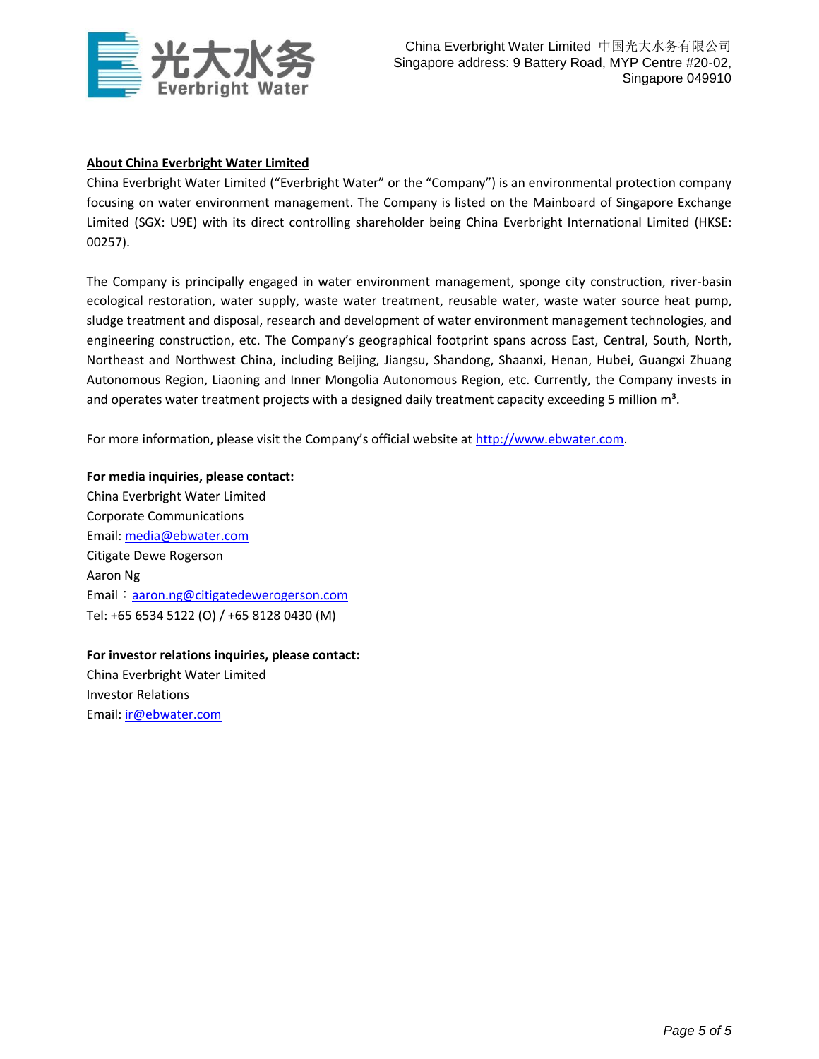**About China Everbright Water Limited**

China Everbright Water Limited ("Everbright Water" or the "Company") is an environmental protection company focusing on water environment management. The Company is listed on the Mainboard of Singapore Exchange Limited (SGX: U9E) with its direct controlling shareholder being China Everbright International Limited (HKSE: 00257).

The Company is principally engaged in water environment management, sponge city construction, river-basin ecological restoration, water supply, waste water treatment, reusable water, waste water source heat pump, sludge treatment and disposal, research and development of water environment management technologies, and engineering construction, etc. The Company's geographical footprint spans across East, Central, South, North, Northeast and Northwest China, including Beijing, Jiangsu, Shandong, Shaanxi, Henan, Hubei, Guangxi Zhuang Autonomous Region, Liaoning and Inner Mongolia Autonomous Region, etc. Currently, the Company invests in and operates water treatment projects with a designed daily treatment capacity exceeding 5 million $m^3$.

For more information, please visit the Company's official website at http://www.ebwater.com.

**For media inquiries, please contact:**

China Everbright Water Limited
Corporate Communications
Email: media@ebwater.com
Citigate Dewe Rogerson
Aaron Ng
Email：aaron.ng@citigatedewerogerson.com
Tel: +65 6534 5122 (O) / +65 8128 0430 (M)

**For investor relations inquiries, please contact:**

China Everbright Water Limited
Investor Relations
Email: ir@ebwater.com